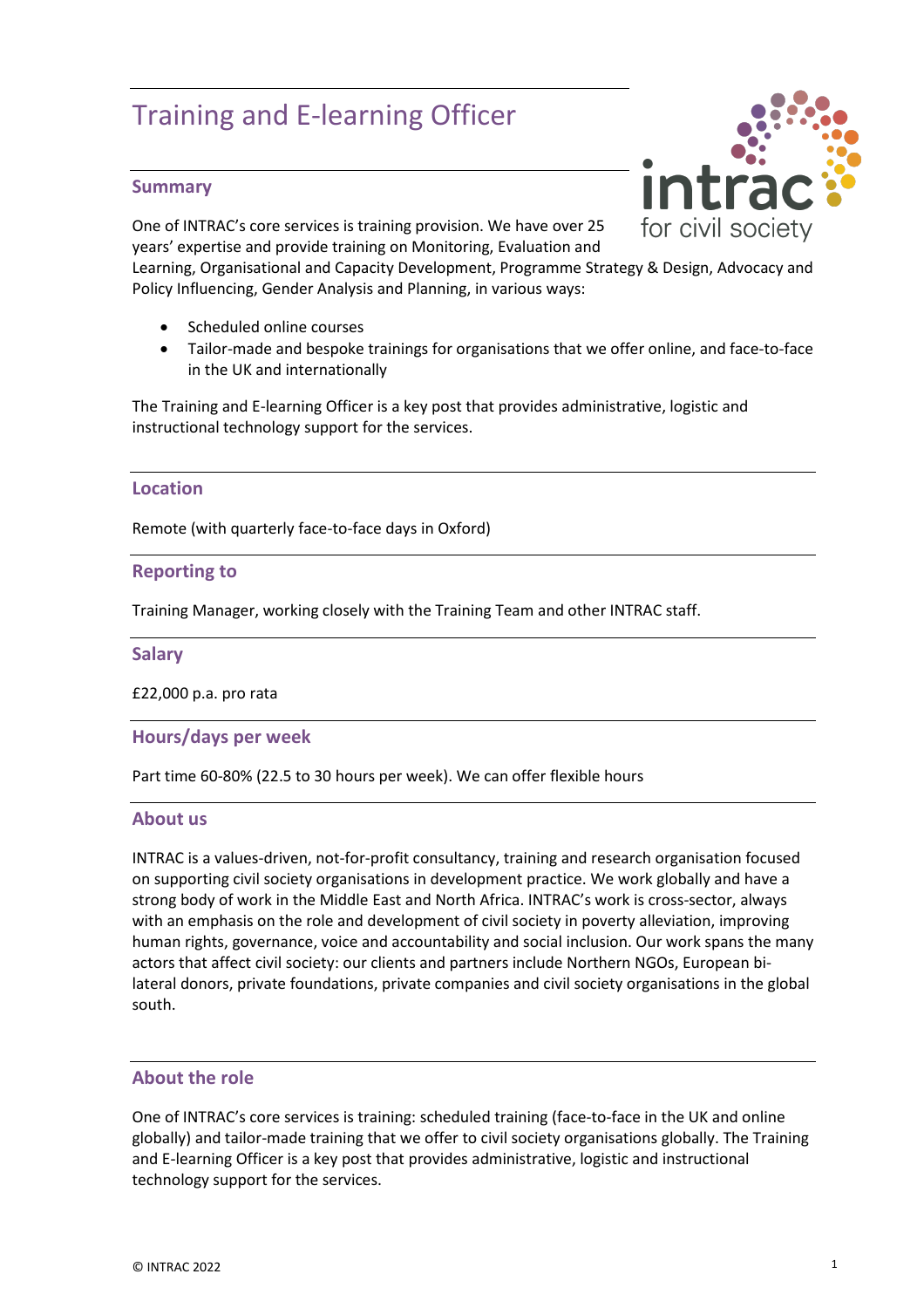# Training and E-learning Officer

## Summary

One of INTRAC's core services is training provision. We have over 25 years' expertise and provide training on Monitoring, Evaluation and Learning, Organisational and Capacity Development, Programme Strategy & Design, Advocacy and Policy Influencing, Gender Analysis and Planning, in various ways:

- Scheduled online courses
- Tailor-made and bespoke trainings for organisations that we offer online, and face-to-face in the UK and internationally

The Training and E-learning Officer is a key post that provides administrative, logistic and instructional technology support for the services.

## Location

Remote (with quarterly face-to-face days in Oxford)

## Reporting to

Training Manager, working closely with the Training Team and other INTRAC staff.

## Salary

£22,000 p.a. pro rata

## Hours/days per week

Part time 60-80% (22.5 to 30 hours per week). We can offer flexible hours

## About us

INTRAC is a values-driven, not-for-profit consultancy, training and research organisation focused on supporting civil society organisations in development practice. We work globally and have a strong body of work in the Middle East and North Africa. INTRAC's work is cross-sector, always with an emphasis on the role and development of civil society in poverty alleviation, improving human rights, governance, voice and accountability and social inclusion. Our work spans the many actors that affect civil society: our clients and partners include Northern NGOs, European bi-lateral donors, private foundations, private companies and civil society organisations in the global south.

## About the role

One of INTRAC's core services is training: scheduled training (face-to-face in the UK and online globally) and tailor-made training that we offer to civil society organisations globally. The Training and E-learning Officer is a key post that provides administrative, logistic and instructional technology support for the services.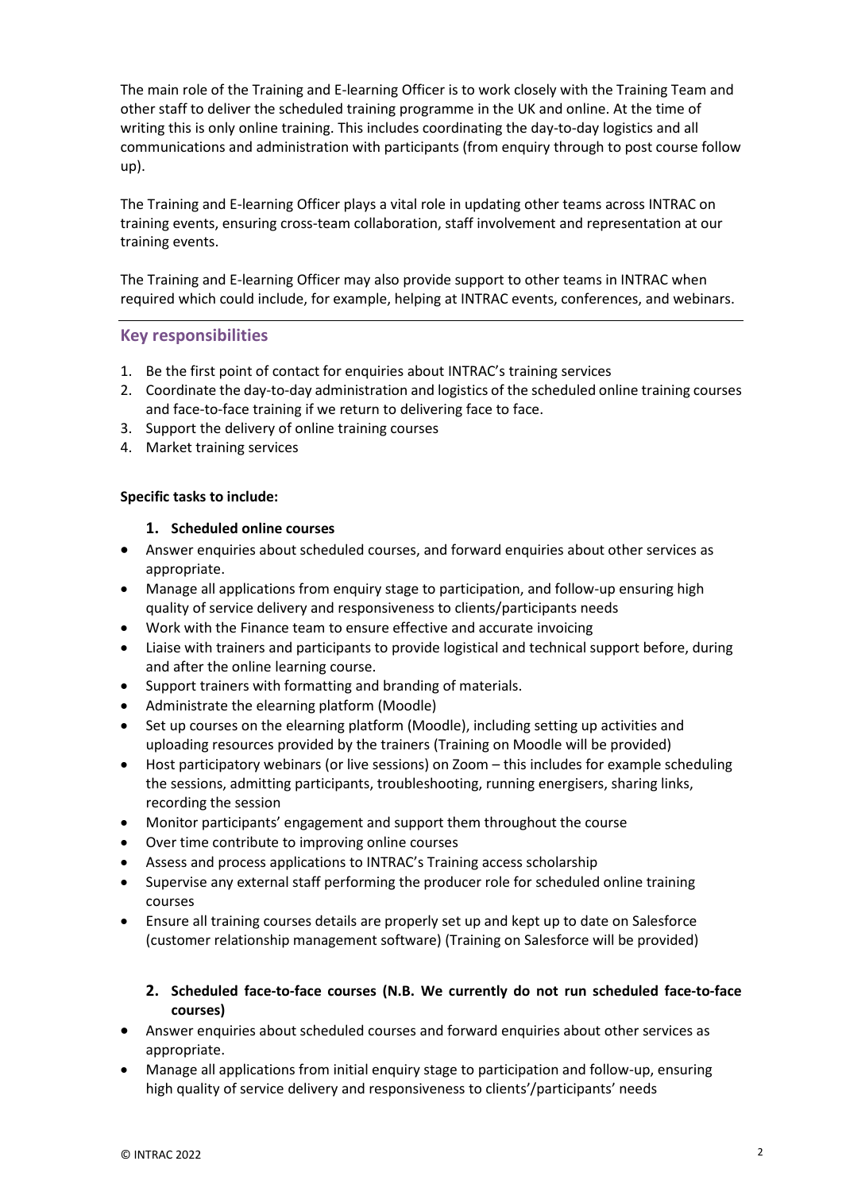The main role of the Training and E-learning Officer is to work closely with the Training Team and other staff to deliver the scheduled training programme in the UK and online. At the time of writing this is only online training. This includes coordinating the day-to-day logistics and all communications and administration with participants (from enquiry through to post course follow up).

The Training and E-learning Officer plays a vital role in updating other teams across INTRAC on training events, ensuring cross-team collaboration, staff involvement and representation at our training events.

The Training and E-learning Officer may also provide support to other teams in INTRAC when required which could include, for example, helping at INTRAC events, conferences, and webinars.

## Key responsibilities

1. Be the first point of contact for enquiries about INTRAC's training services
2. Coordinate the day-to-day administration and logistics of the scheduled online training courses and face-to-face training if we return to delivering face to face.
3. Support the delivery of online training courses
4. Market training services

**Specific tasks to include:**

### 1. Scheduled online courses

- Answer enquiries about scheduled courses, and forward enquiries about other services as appropriate.
- Manage all applications from enquiry stage to participation, and follow-up ensuring high quality of service delivery and responsiveness to clients/participants needs
- Work with the Finance team to ensure effective and accurate invoicing
- Liaise with trainers and participants to provide logistical and technical support before, during and after the online learning course.
- Support trainers with formatting and branding of materials.
- Administrate the elearning platform (Moodle)
- Set up courses on the elearning platform (Moodle), including setting up activities and uploading resources provided by the trainers (Training on Moodle will be provided)
- Host participatory webinars (or live sessions) on Zoom – this includes for example scheduling the sessions, admitting participants, troubleshooting, running energisers, sharing links, recording the session
- Monitor participants' engagement and support them throughout the course
- Over time contribute to improving online courses
- Assess and process applications to INTRAC's Training access scholarship
- Supervise any external staff performing the producer role for scheduled online training courses
- Ensure all training courses details are properly set up and kept up to date on Salesforce (customer relationship management software) (Training on Salesforce will be provided)

### 2. Scheduled face-to-face courses (N.B. We currently do not run scheduled face-to-face courses)

- Answer enquiries about scheduled courses and forward enquiries about other services as appropriate.
- Manage all applications from initial enquiry stage to participation and follow-up, ensuring high quality of service delivery and responsiveness to clients'/participants' needs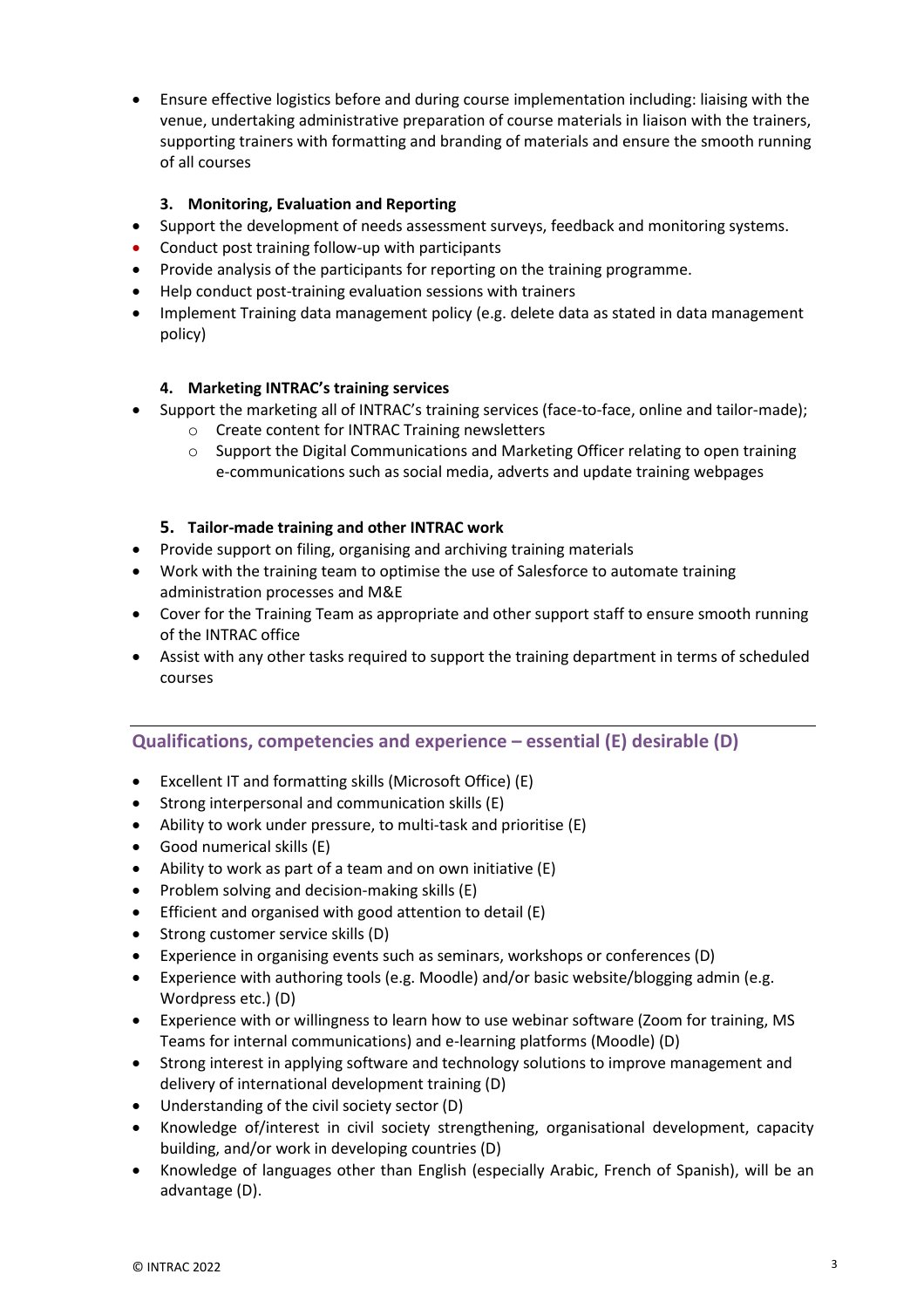- Ensure effective logistics before and during course implementation including: liaising with the venue, undertaking administrative preparation of course materials in liaison with the trainers, supporting trainers with formatting and branding of materials and ensure the smooth running of all courses

### 3. Monitoring, Evaluation and Reporting

- Support the development of needs assessment surveys, feedback and monitoring systems.
- Conduct post training follow-up with participants
- Provide analysis of the participants for reporting on the training programme.
- Help conduct post-training evaluation sessions with trainers
- Implement Training data management policy (e.g. delete data as stated in data management policy)

### 4. Marketing INTRAC's training services

- Support the marketing all of INTRAC's training services (face-to-face, online and tailor-made);
    - Create content for INTRAC Training newsletters
    - Support the Digital Communications and Marketing Officer relating to open training e-communications such as social media, adverts and update training webpages

### 5. Tailor-made training and other INTRAC work

- Provide support on filing, organising and archiving training materials
- Work with the training team to optimise the use of Salesforce to automate training administration processes and M&E
- Cover for the Training Team as appropriate and other support staff to ensure smooth running of the INTRAC office
- Assist with any other tasks required to support the training department in terms of scheduled courses

## Qualifications, competencies and experience – essential (E) desirable (D)

- Excellent IT and formatting skills (Microsoft Office) (E)
- Strong interpersonal and communication skills (E)
- Ability to work under pressure, to multi-task and prioritise (E)
- Good numerical skills (E)
- Ability to work as part of a team and on own initiative (E)
- Problem solving and decision-making skills (E)
- Efficient and organised with good attention to detail (E)
- Strong customer service skills (D)
- Experience in organising events such as seminars, workshops or conferences (D)
- Experience with authoring tools (e.g. Moodle) and/or basic website/blogging admin (e.g. Wordpress etc.) (D)
- Experience with or willingness to learn how to use webinar software (Zoom for training, MS Teams for internal communications) and e-learning platforms (Moodle) (D)
- Strong interest in applying software and technology solutions to improve management and delivery of international development training (D)
- Understanding of the civil society sector (D)
- Knowledge of/interest in civil society strengthening, organisational development, capacity building, and/or work in developing countries (D)
- Knowledge of languages other than English (especially Arabic, French of Spanish), will be an advantage (D).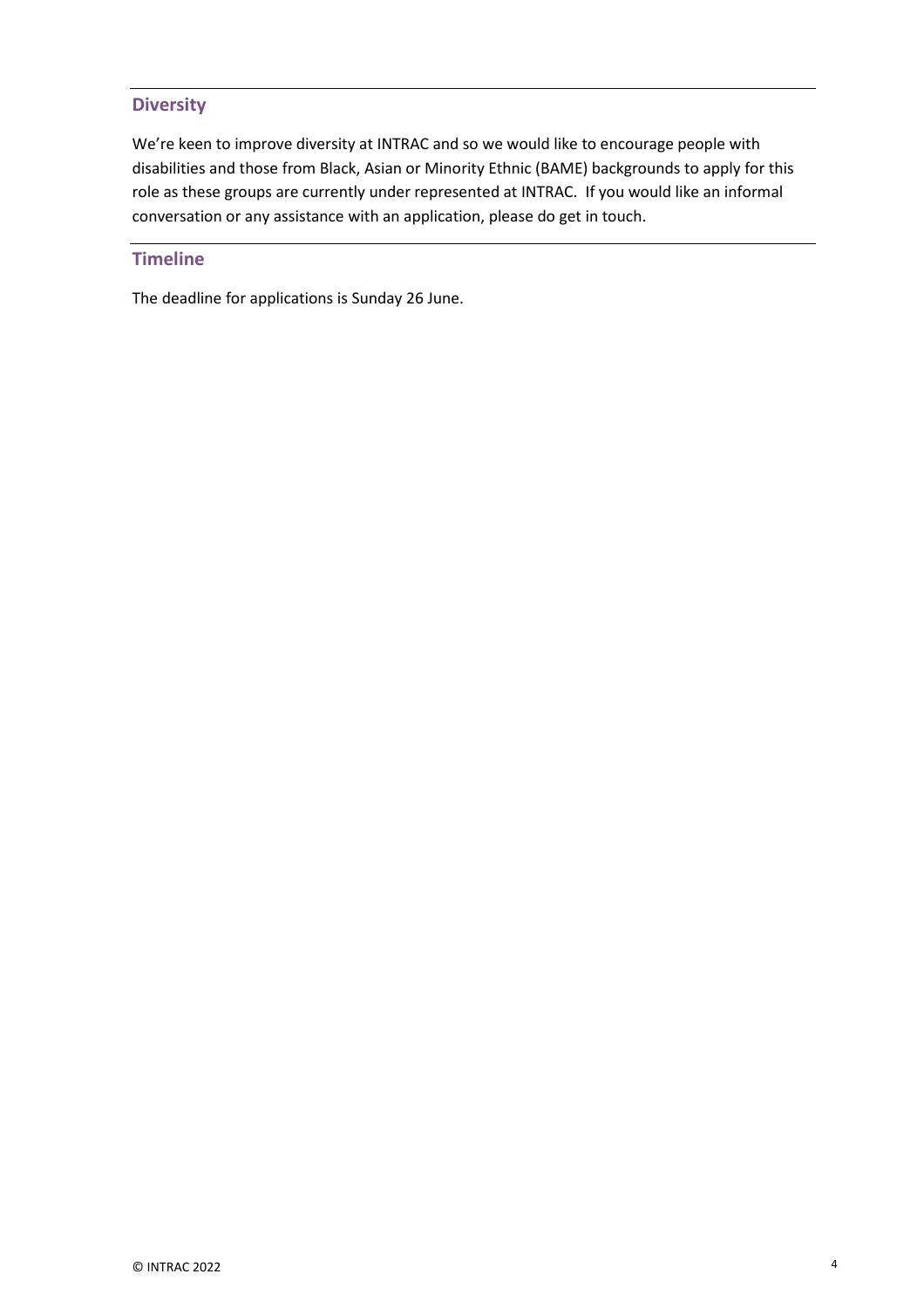## Diversity

We're keen to improve diversity at INTRAC and so we would like to encourage people with disabilities and those from Black, Asian or Minority Ethnic (BAME) backgrounds to apply for this role as these groups are currently under represented at INTRAC. If you would like an informal conversation or any assistance with an application, please do get in touch.

## Timeline

The deadline for applications is Sunday 26 June.